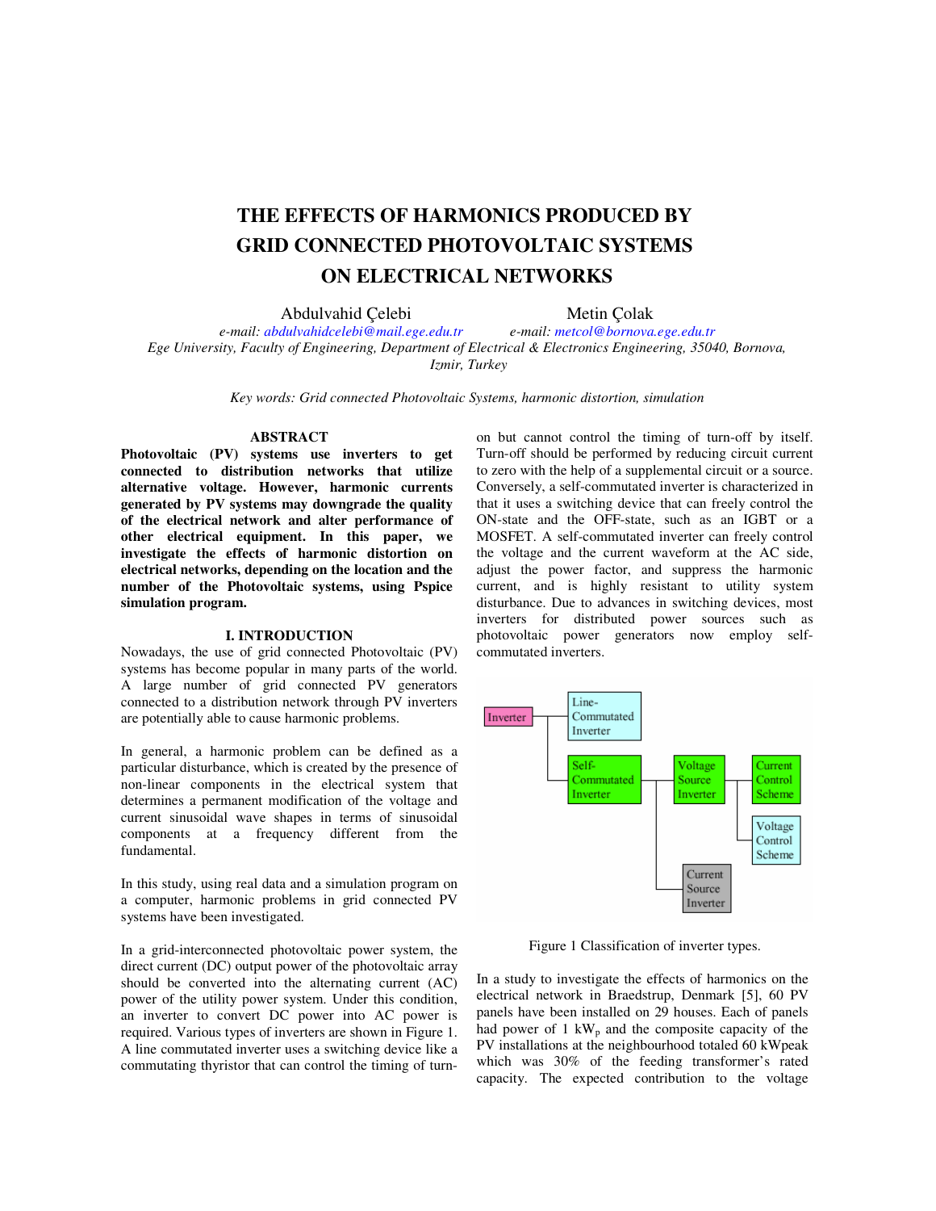# THE EFFECTS OF HARMONICS PRODUCED BY GRID CONNECTED PHOTOVOLTAIC SYSTEMS ON ELECTRICAL NETWORKS

Abdulvahid Çelebi
*e-mail: abdulvahidcelebi@mail.ege.edu.tr*

Metin Çolak
*e-mail: metcol@bornova.ege.edu.tr*

*Ege University, Faculty of Engineering, Department of Electrical & Electronics Engineering, 35040, Bornova, Izmir, Turkey*

*Key words: Grid connected Photovoltaic Systems, harmonic distortion, simulation*

## ABSTRACT

**Photovoltaic (PV) systems use inverters to get connected to distribution networks that utilize alternative voltage. However, harmonic currents generated by PV systems may downgrade the quality of the electrical network and alter performance of other electrical equipment. In this paper, we investigate the effects of harmonic distortion on electrical networks, depending on the location and the number of the Photovoltaic systems, using Pspice simulation program.**

## I. INTRODUCTION

Nowadays, the use of grid connected Photovoltaic (PV) systems has become popular in many parts of the world. A large number of grid connected PV generators connected to a distribution network through PV inverters are potentially able to cause harmonic problems.

In general, a harmonic problem can be defined as a particular disturbance, which is created by the presence of non-linear components in the electrical system that determines a permanent modification of the voltage and current sinusoidal wave shapes in terms of sinusoidal components at a frequency different from the fundamental.

In this study, using real data and a simulation program on a computer, harmonic problems in grid connected PV systems have been investigated.

In a grid-interconnected photovoltaic power system, the direct current (DC) output power of the photovoltaic array should be converted into the alternating current (AC) power of the utility power system. Under this condition, an inverter to convert DC power into AC power is required. Various types of inverters are shown in Figure 1. A line commutated inverter uses a switching device like a commutating thyristor that can control the timing of turn-on but cannot control the timing of turn-off by itself. Turn-off should be performed by reducing circuit current to zero with the help of a supplemental circuit or a source. Conversely, a self-commutated inverter is characterized in that it uses a switching device that can freely control the ON-state and the OFF-state, such as an IGBT or a MOSFET. A self-commutated inverter can freely control the voltage and the current waveform at the AC side, adjust the power factor, and suppress the harmonic current, and is highly resistant to utility system disturbance. Due to advances in switching devices, most inverters for distributed power sources such as photovoltaic power generators now employ self-commutated inverters.

Inverter
Line-Commutated Inverter
Self-Commutated Inverter
Voltage Source Inverter
Current Control Scheme
Voltage Control Scheme
Current Source Inverter

Figure 1 Classification of inverter types.

In a study to investigate the effects of harmonics on the electrical network in Braedstrup, Denmark [5], 60 PV panels have been installed on 29 houses. Each of panels had power of 1 $kW_p$ and the composite capacity of the PV installations at the neighbourhood totaled 60 kWpeak which was 30% of the feeding transformer's rated capacity. The expected contribution to the voltage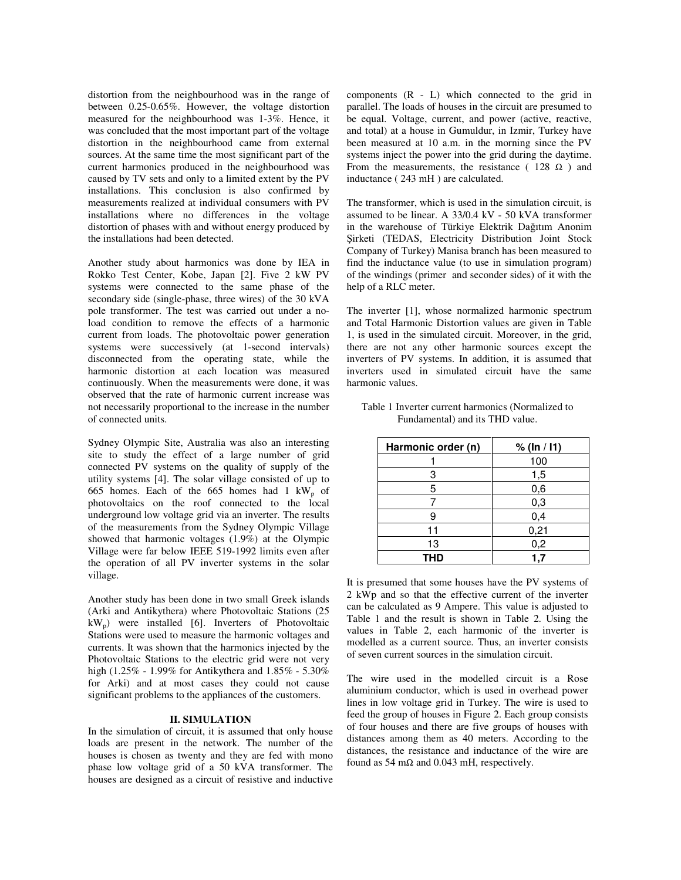distortion from the neighbourhood was in the range of between 0.25-0.65%. However, the voltage distortion measured for the neighbourhood was 1-3%. Hence, it was concluded that the most important part of the voltage distortion in the neighbourhood came from external sources. At the same time the most significant part of the current harmonics produced in the neighbourhood was caused by TV sets and only to a limited extent by the PV installations. This conclusion is also confirmed by measurements realized at individual consumers with PV installations where no differences in the voltage distortion of phases with and without energy produced by the installations had been detected.

Another study about harmonics was done by IEA in Rokko Test Center, Kobe, Japan [2]. Five 2 kW PV systems were connected to the same phase of the secondary side (single-phase, three wires) of the 30 kVA pole transformer. The test was carried out under a no-load condition to remove the effects of a harmonic current from loads. The photovoltaic power generation systems were successively (at 1-second intervals) disconnected from the operating state, while the harmonic distortion at each location was measured continuously. When the measurements were done, it was observed that the rate of harmonic current increase was not necessarily proportional to the increase in the number of connected units.

Sydney Olympic Site, Australia was also an interesting site to study the effect of a large number of grid connected PV systems on the quality of supply of the utility systems [4]. The solar village consisted of up to 665 homes. Each of the 665 homes had 1 $kW_p$ of photovoltaics on the roof connected to the local underground low voltage grid via an inverter. The results of the measurements from the Sydney Olympic Village showed that harmonic voltages (1.9%) at the Olympic Village were far below IEEE 519-1992 limits even after the operation of all PV inverter systems in the solar village.

Another study has been done in two small Greek islands (Arki and Antikythera) where Photovoltaic Stations (25 $kW_p$) were installed [6]. Inverters of Photovoltaic Stations were used to measure the harmonic voltages and currents. It was shown that the harmonics injected by the Photovoltaic Stations to the electric grid were not very high (1.25% - 1.99% for Antikythera and 1.85% - 5.30% for Arki) and at most cases they could not cause significant problems to the appliances of the customers.

## II. SIMULATION

In the simulation of circuit, it is assumed that only house loads are present in the network. The number of the houses is chosen as twenty and they are fed with mono phase low voltage grid of a 50 kVA transformer. The houses are designed as a circuit of resistive and inductive components (R - L) which connected to the grid in parallel. The loads of houses in the circuit are presumed to be equal. Voltage, current, and power (active, reactive, and total) at a house in Gumuldur, in Izmir, Turkey have been measured at 10 a.m. in the morning since the PV systems inject the power into the grid during the daytime. From the measurements, the resistance ( 128 Ω ) and inductance ( 243 mH ) are calculated.

The transformer, which is used in the simulation circuit, is assumed to be linear. A 33/0.4 kV - 50 kVA transformer in the warehouse of Türkiye Elektrik Dağıtım Anonim Şirketi (TEDAS, Electricity Distribution Joint Stock Company of Turkey) Manisa branch has been measured to find the inductance value (to use in simulation program) of the windings (primer and seconder sides) of it with the help of a RLC meter.

The inverter [1], whose normalized harmonic spectrum and Total Harmonic Distortion values are given in Table 1, is used in the simulated circuit. Moreover, in the grid, there are not any other harmonic sources except the inverters of PV systems. In addition, it is assumed that inverters used in simulated circuit have the same harmonic values.

Table 1 Inverter current harmonics (Normalized to Fundamental) and its THD value.

| Harmonic order (n) | % (In / I1) |
|---|---|
| 1 | 100 |
| 3 | 1,5 |
| 5 | 0,6 |
| 7 | 0,3 |
| 9 | 0,4 |
| 11 | 0,21 |
| 13 | 0,2 |
| **THD** | **1,7** |

It is presumed that some houses have the PV systems of 2 kWp and so that the effective current of the inverter can be calculated as 9 Ampere. This value is adjusted to Table 1 and the result is shown in Table 2. Using the values in Table 2, each harmonic of the inverter is modelled as a current source. Thus, an inverter consists of seven current sources in the simulation circuit.

The wire used in the modelled circuit is a Rose aluminium conductor, which is used in overhead power lines in low voltage grid in Turkey. The wire is used to feed the group of houses in Figure 2. Each group consists of four houses and there are five groups of houses with distances among them as 40 meters. According to the distances, the resistance and inductance of the wire are found as 54 mΩ and 0.043 mH, respectively.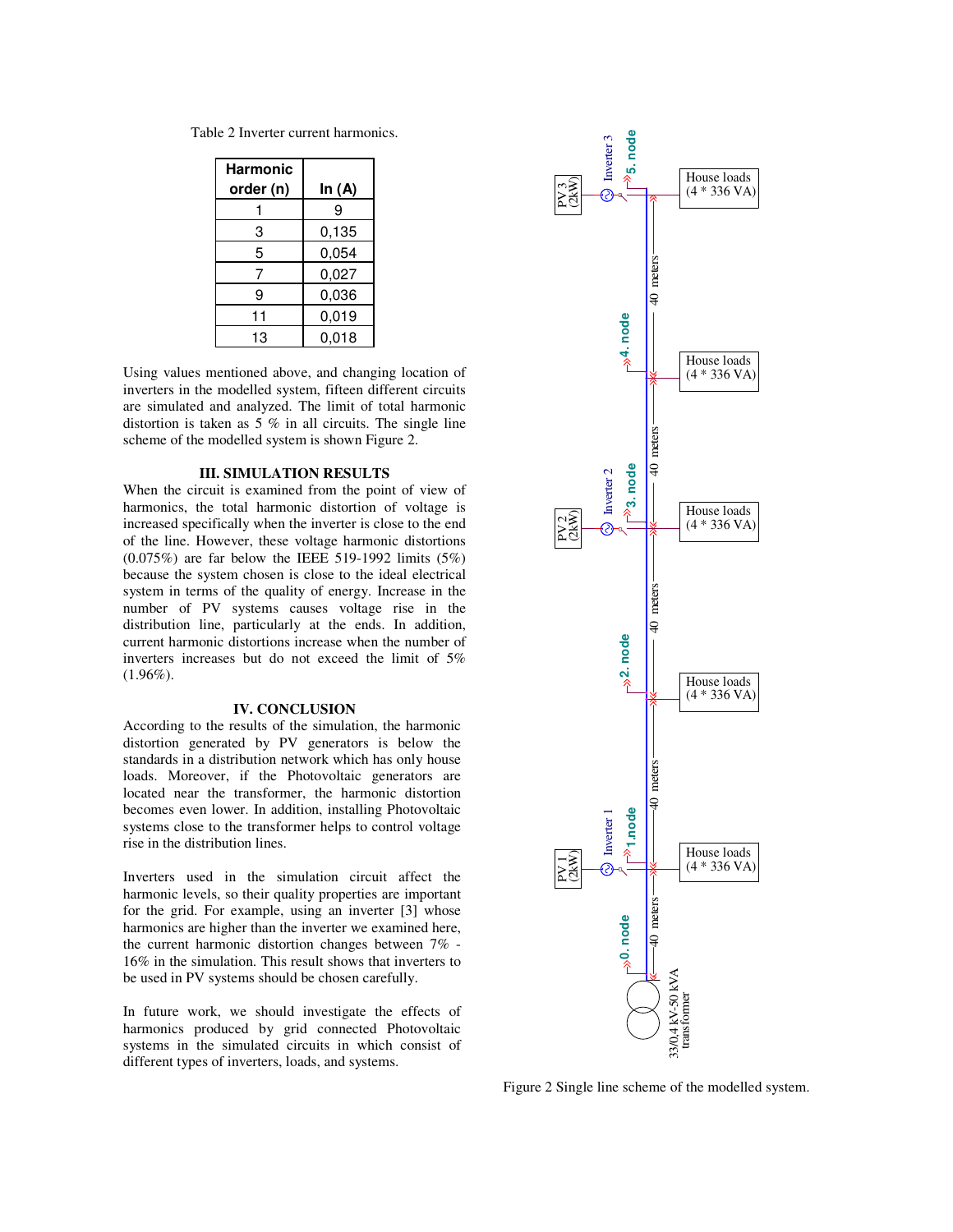Table 2 Inverter current harmonics.

| Harmonic order (n) | In (A) |
|---|---|
| 1 | 9 |
| 3 | 0,135 |
| 5 | 0,054 |
| 7 | 0,027 |
| 9 | 0,036 |
| 11 | 0,019 |
| 13 | 0,018 |

Using values mentioned above, and changing location of inverters in the modelled system, fifteen different circuits are simulated and analyzed. The limit of total harmonic distortion is taken as 5 % in all circuits. The single line scheme of the modelled system is shown Figure 2.

## III. SIMULATION RESULTS

When the circuit is examined from the point of view of harmonics, the total harmonic distortion of voltage is increased specifically when the inverter is close to the end of the line. However, these voltage harmonic distortions (0.075%) are far below the IEEE 519-1992 limits (5%) because the system chosen is close to the ideal electrical system in terms of the quality of energy. Increase in the number of PV systems causes voltage rise in the distribution line, particularly at the ends. In addition, current harmonic distortions increase when the number of inverters increases but do not exceed the limit of 5% (1.96%).

## IV. CONCLUSION

According to the results of the simulation, the harmonic distortion generated by PV generators is below the standards in a distribution network which has only house loads. Moreover, if the Photovoltaic generators are located near the transformer, the harmonic distortion becomes even lower. In addition, installing Photovoltaic systems close to the transformer helps to control voltage rise in the distribution lines.

Inverters used in the simulation circuit affect the harmonic levels, so their quality properties are important for the grid. For example, using an inverter [3] whose harmonics are higher than the inverter we examined here, the current harmonic distortion changes between 7% - 16% in the simulation. This result shows that inverters to be used in PV systems should be chosen carefully.

In future work, we should investigate the effects of harmonics produced by grid connected Photovoltaic systems in the simulated circuits in which consist of different types of inverters, loads, and systems.

PV 3 (2kW)
Inverter 3
5. node
House loads (4 * 336 VA)
40 meters
4. node
House loads (4 * 336 VA)
40 meters
PV 2 (2kW)
Inverter 2
3. node
House loads (4 * 336 VA)
40 meters
2. node
House loads (4 * 336 VA)
40 meters
PV 1 (2kW)
Inverter 1
1.node
House loads (4 * 336 VA)
40 meters
0. node
33/0,4 kV-50 kVA transformer

Figure 2 Single line scheme of the modelled system.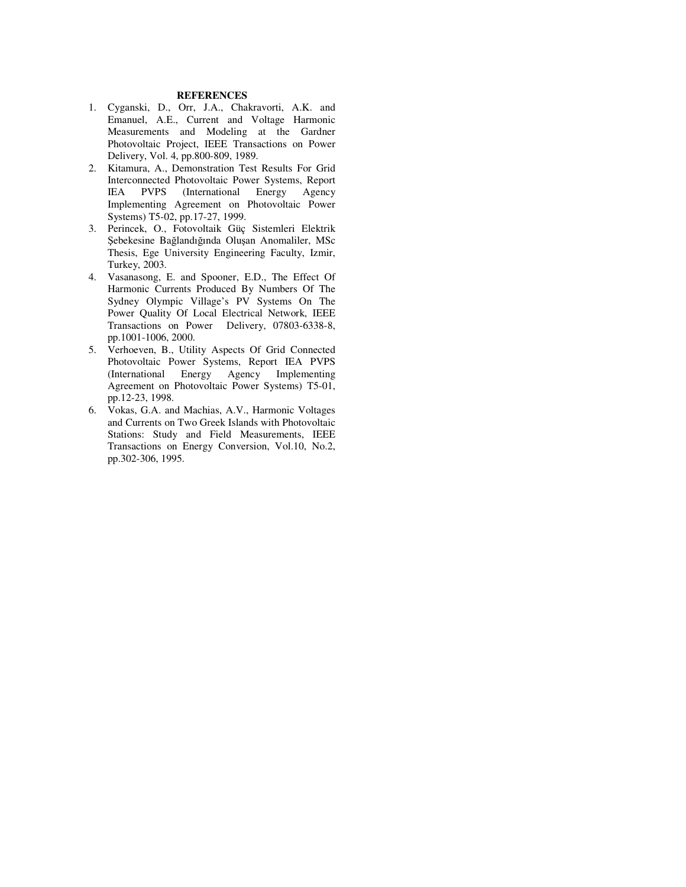## REFERENCES

1. Cyganski, D., Orr, J.A., Chakravorti, A.K. and Emanuel, A.E., Current and Voltage Harmonic Measurements and Modeling at the Gardner Photovoltaic Project, IEEE Transactions on Power Delivery, Vol. 4, pp.800-809, 1989.
2. Kitamura, A., Demonstration Test Results For Grid Interconnected Photovoltaic Power Systems, Report IEA PVPS (International Energy Agency Implementing Agreement on Photovoltaic Power Systems) T5-02, pp.17-27, 1999.
3. Perincek, O., Fotovoltaik Güç Sistemleri Elektrik Şebekesine Bağlandığında Oluşan Anomaliler, MSc Thesis, Ege University Engineering Faculty, Izmir, Turkey, 2003.
4. Vasanasong, E. and Spooner, E.D., The Effect Of Harmonic Currents Produced By Numbers Of The Sydney Olympic Village's PV Systems On The Power Quality Of Local Electrical Network, IEEE Transactions on Power Delivery, 07803-6338-8, pp.1001-1006, 2000.
5. Verhoeven, B., Utility Aspects Of Grid Connected Photovoltaic Power Systems, Report IEA PVPS (International Energy Agency Implementing Agreement on Photovoltaic Power Systems) T5-01, pp.12-23, 1998.
6. Vokas, G.A. and Machias, A.V., Harmonic Voltages and Currents on Two Greek Islands with Photovoltaic Stations: Study and Field Measurements, IEEE Transactions on Energy Conversion, Vol.10, No.2, pp.302-306, 1995.